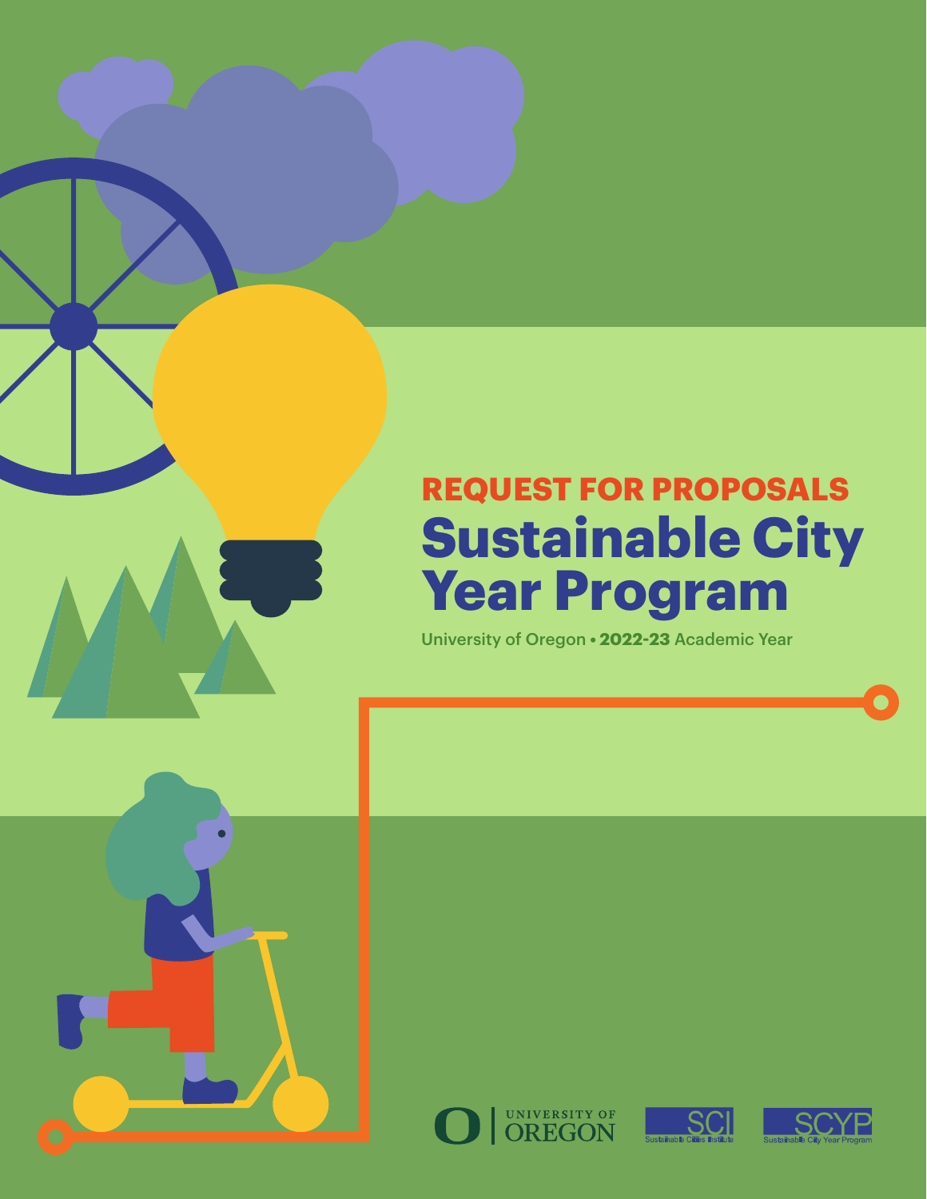REQUEST FOR PROPOSALS

# Sustainable City Year Program

University of Oregon • **2022-23** Academic Year

UNIVERSITY OF OREGON

SCI Sustainable Cities Institute

SCYP Sustainable City Year Program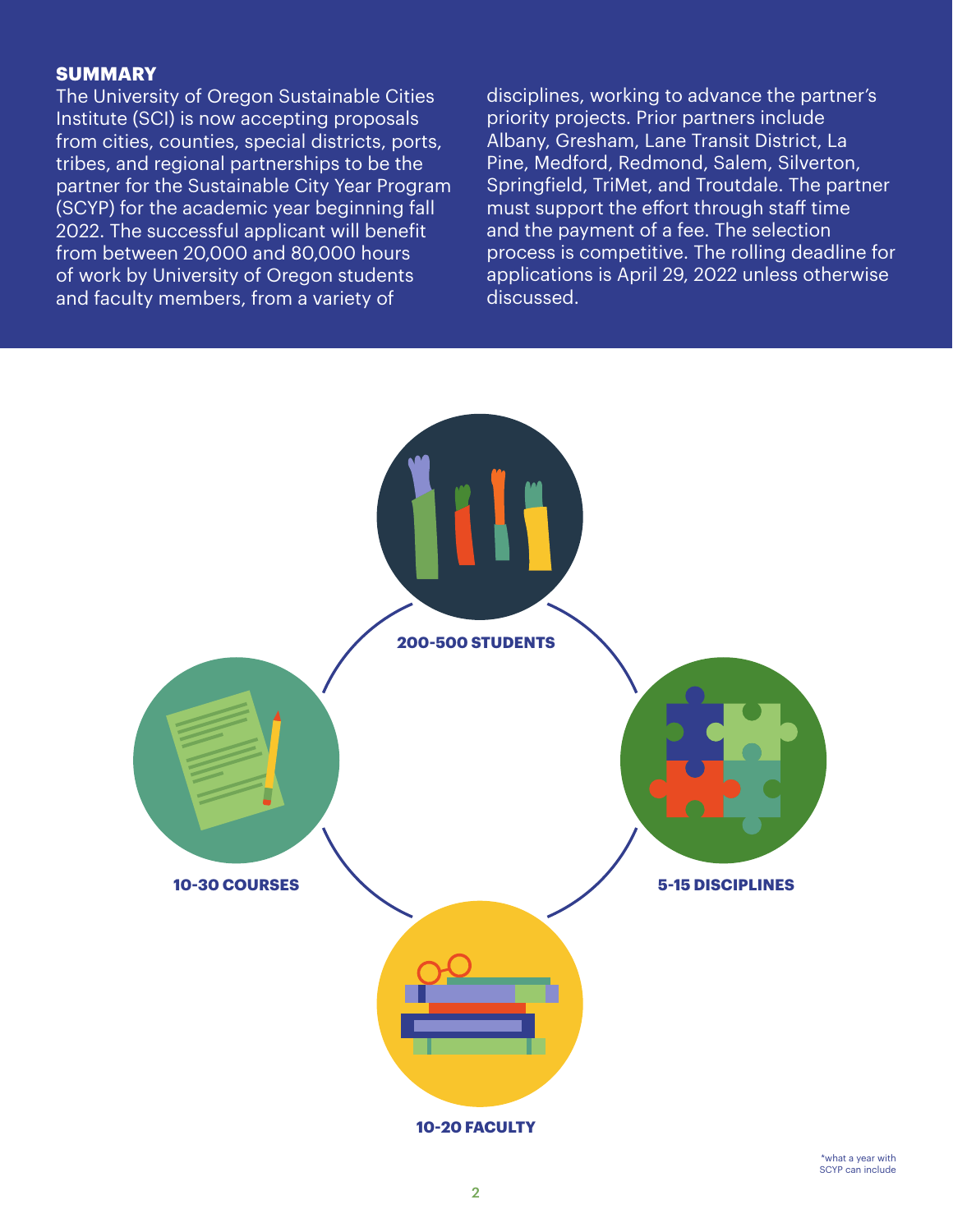## SUMMARY

The University of Oregon Sustainable Cities Institute (SCI) is now accepting proposals from cities, counties, special districts, ports, tribes, and regional partnerships to be the partner for the Sustainable City Year Program (SCYP) for the academic year beginning fall 2022. The successful applicant will benefit from between 20,000 and 80,000 hours of work by University of Oregon students and faculty members, from a variety of disciplines, working to advance the partner's priority projects. Prior partners include Albany, Gresham, Lane Transit District, La Pine, Medford, Redmond, Salem, Silverton, Springfield, TriMet, and Troutdale. The partner must support the effort through staff time and the payment of a fee. The selection process is competitive. The rolling deadline for applications is April 29, 2022 unless otherwise discussed.

**200-500 STUDENTS**

**10-30 COURSES**

**5-15 DISCIPLINES**

**10-20 FACULTY**

*what a year with SCYP can include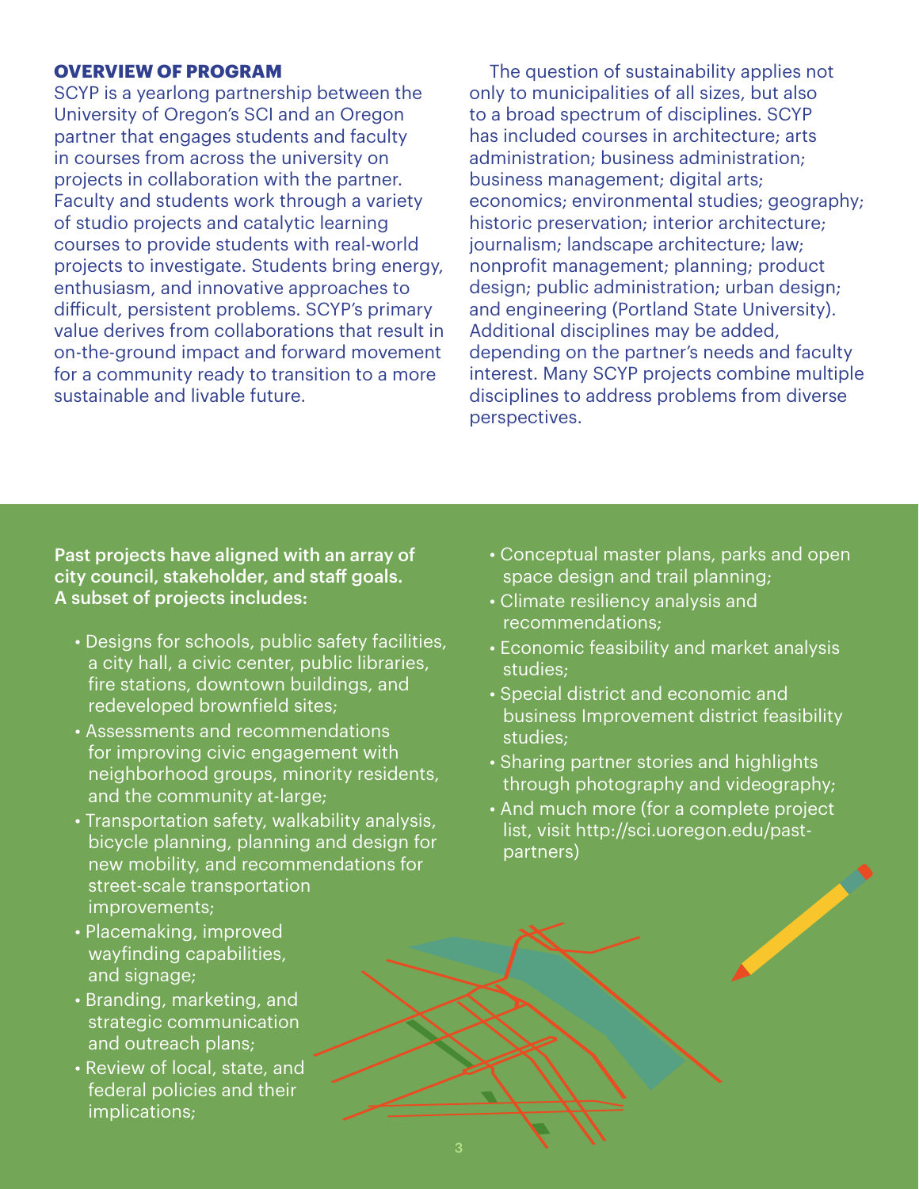## OVERVIEW OF PROGRAM

SCYP is a yearlong partnership between the University of Oregon's SCI and an Oregon partner that engages students and faculty in courses from across the university on projects in collaboration with the partner. Faculty and students work through a variety of studio projects and catalytic learning courses to provide students with real-world projects to investigate. Students bring energy, enthusiasm, and innovative approaches to difficult, persistent problems. SCYP's primary value derives from collaborations that result in on-the-ground impact and forward movement for a community ready to transition to a more sustainable and livable future.

The question of sustainability applies not only to municipalities of all sizes, but also to a broad spectrum of disciplines. SCYP has included courses in architecture; arts administration; business administration; business management; digital arts; economics; environmental studies; geography; historic preservation; interior architecture; journalism; landscape architecture; law; nonprofit management; planning; product design; public administration; urban design; and engineering (Portland State University). Additional disciplines may be added, depending on the partner's needs and faculty interest. Many SCYP projects combine multiple disciplines to address problems from diverse perspectives.

**Past projects have aligned with an array of city council, stakeholder, and staff goals. A subset of projects includes:**

- Designs for schools, public safety facilities, a city hall, a civic center, public libraries, fire stations, downtown buildings, and redeveloped brownfield sites;
- Assessments and recommendations for improving civic engagement with neighborhood groups, minority residents, and the community at-large;
- Transportation safety, walkability analysis, bicycle planning, planning and design for new mobility, and recommendations for street-scale transportation improvements;
- Placemaking, improved wayfinding capabilities, and signage;
- Branding, marketing, and strategic communication and outreach plans;
- Review of local, state, and federal policies and their implications;
- Conceptual master plans, parks and open space design and trail planning;
- Climate resiliency analysis and recommendations;
- Economic feasibility and market analysis studies;
- Special district and economic and business Improvement district feasibility studies;
- Sharing partner stories and highlights through photography and videography;
- And much more (for a complete project list, visit http://sci.uoregon.edu/past-partners)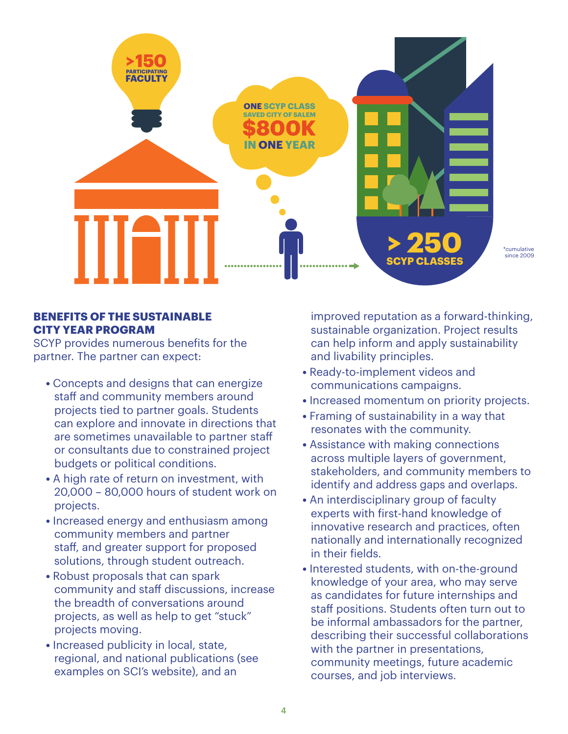>150 PARTICIPATING FACULTY

ONE SCYP CLASS SAVED CITY OF SALEM $800K IN ONE YEAR

> 250 SCYP CLASSES

*cumulative since 2009

## BENEFITS OF THE SUSTAINABLE CITY YEAR PROGRAM

SCYP provides numerous benefits for the partner. The partner can expect:

- Concepts and designs that can energize staff and community members around projects tied to partner goals. Students can explore and innovate in directions that are sometimes unavailable to partner staff or consultants due to constrained project budgets or political conditions.
- A high rate of return on investment, with 20,000 – 80,000 hours of student work on projects.
- Increased energy and enthusiasm among community members and partner staff, and greater support for proposed solutions, through student outreach.
- Robust proposals that can spark community and staff discussions, increase the breadth of conversations around projects, as well as help to get "stuck" projects moving.
- Increased publicity in local, state, regional, and national publications (see examples on SCI's website), and an improved reputation as a forward-thinking, sustainable organization. Project results can help inform and apply sustainability and livability principles.
- Ready-to-implement videos and communications campaigns.
- Increased momentum on priority projects.
- Framing of sustainability in a way that resonates with the community.
- Assistance with making connections across multiple layers of government, stakeholders, and community members to identify and address gaps and overlaps.
- An interdisciplinary group of faculty experts with first-hand knowledge of innovative research and practices, often nationally and internationally recognized in their fields.
- Interested students, with on-the-ground knowledge of your area, who may serve as candidates for future internships and staff positions. Students often turn out to be informal ambassadors for the partner, describing their successful collaborations with the partner in presentations, community meetings, future academic courses, and job interviews.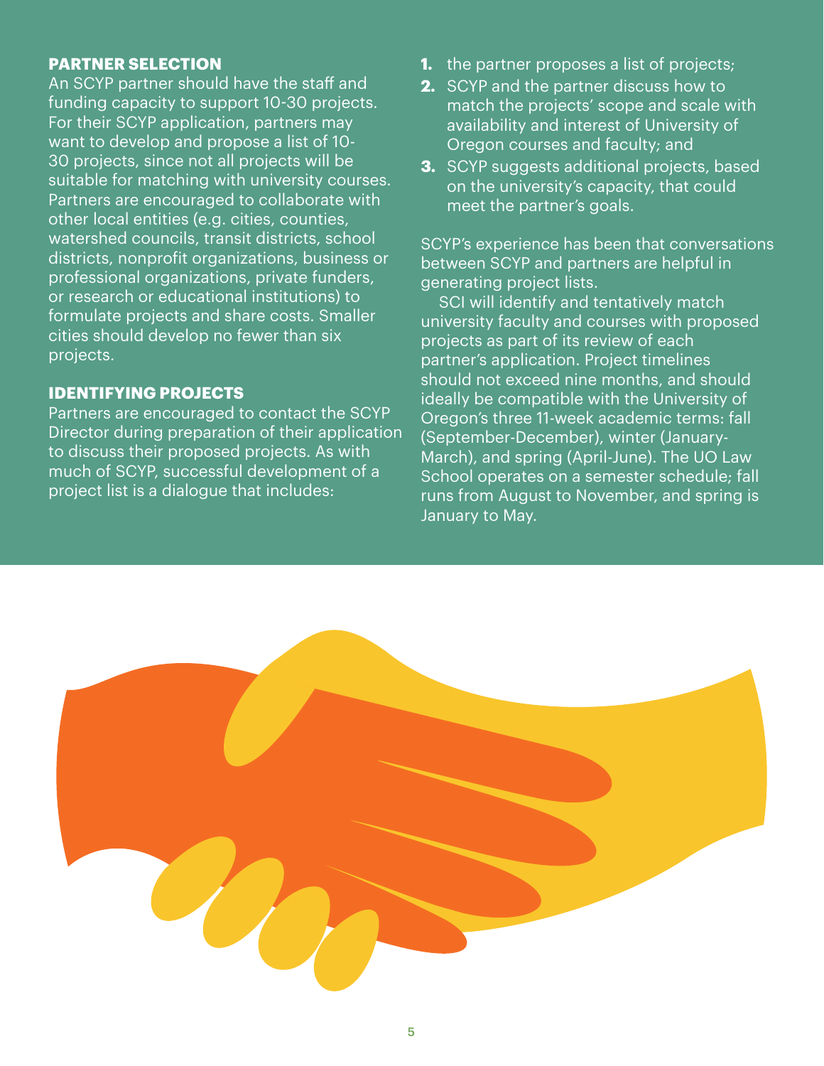## PARTNER SELECTION

An SCYP partner should have the staff and funding capacity to support 10-30 projects. For their SCYP application, partners may want to develop and propose a list of 10-30 projects, since not all projects will be suitable for matching with university courses. Partners are encouraged to collaborate with other local entities (e.g. cities, counties, watershed councils, transit districts, school districts, nonprofit organizations, business or professional organizations, private funders, or research or educational institutions) to formulate projects and share costs. Smaller cities should develop no fewer than six projects.

## IDENTIFYING PROJECTS

Partners are encouraged to contact the SCYP Director during preparation of their application to discuss their proposed projects. As with much of SCYP, successful development of a project list is a dialogue that includes:

1. the partner proposes a list of projects;
2. SCYP and the partner discuss how to match the projects' scope and scale with availability and interest of University of Oregon courses and faculty; and
3. SCYP suggests additional projects, based on the university's capacity, that could meet the partner's goals.

SCYP's experience has been that conversations between SCYP and partners are helpful in generating project lists.

SCI will identify and tentatively match university faculty and courses with proposed projects as part of its review of each partner's application. Project timelines should not exceed nine months, and should ideally be compatible with the University of Oregon's three 11-week academic terms: fall (September-December), winter (January-March), and spring (April-June). The UO Law School operates on a semester schedule; fall runs from August to November, and spring is January to May.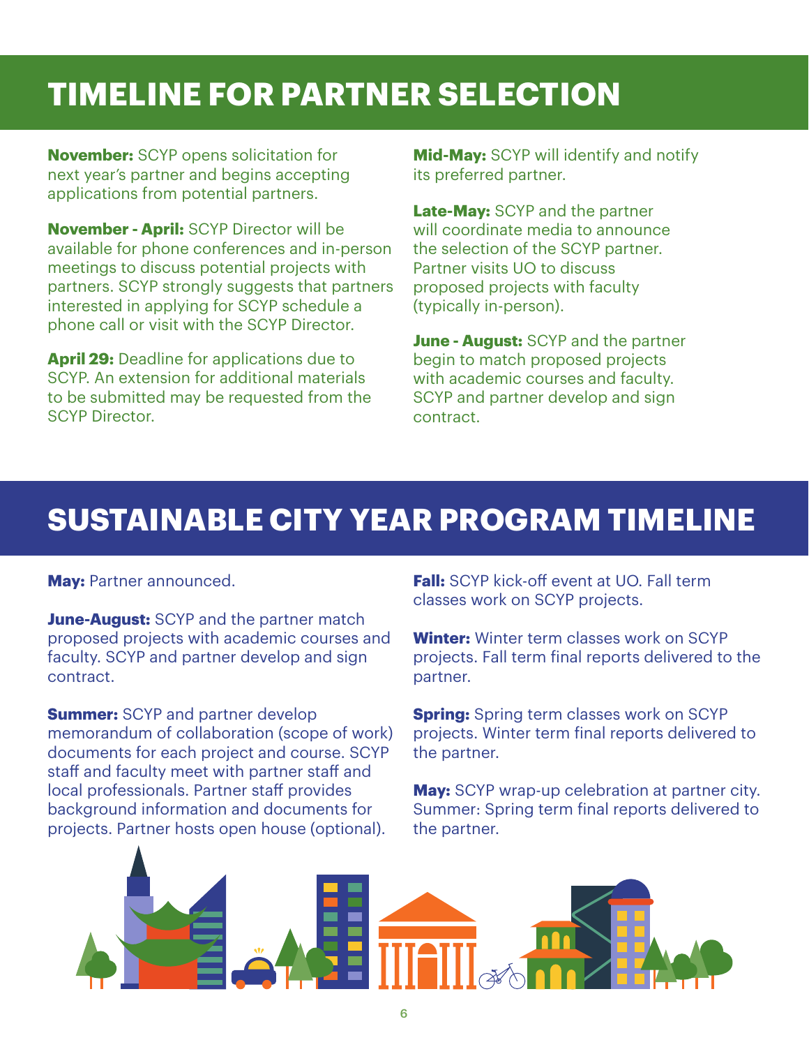# TIMELINE FOR PARTNER SELECTION

**November:** SCYP opens solicitation for next year's partner and begins accepting applications from potential partners.

**November - April:** SCYP Director will be available for phone conferences and in-person meetings to discuss potential projects with partners. SCYP strongly suggests that partners interested in applying for SCYP schedule a phone call or visit with the SCYP Director.

**April 29:** Deadline for applications due to SCYP. An extension for additional materials to be submitted may be requested from the SCYP Director.

**Mid-May:** SCYP will identify and notify its preferred partner.

**Late-May:** SCYP and the partner will coordinate media to announce the selection of the SCYP partner. Partner visits UO to discuss proposed projects with faculty (typically in-person).

**June - August:** SCYP and the partner begin to match proposed projects with academic courses and faculty. SCYP and partner develop and sign contract.

# SUSTAINABLE CITY YEAR PROGRAM TIMELINE

**May:** Partner announced.

**June-August:** SCYP and the partner match proposed projects with academic courses and faculty. SCYP and partner develop and sign contract.

**Summer:** SCYP and partner develop memorandum of collaboration (scope of work) documents for each project and course. SCYP staff and faculty meet with partner staff and local professionals. Partner staff provides background information and documents for projects. Partner hosts open house (optional).

**Fall:** SCYP kick-off event at UO. Fall term classes work on SCYP projects.

**Winter:** Winter term classes work on SCYP projects. Fall term final reports delivered to the partner.

**Spring:** Spring term classes work on SCYP projects. Winter term final reports delivered to the partner.

**May:** SCYP wrap-up celebration at partner city. Summer: Spring term final reports delivered to the partner.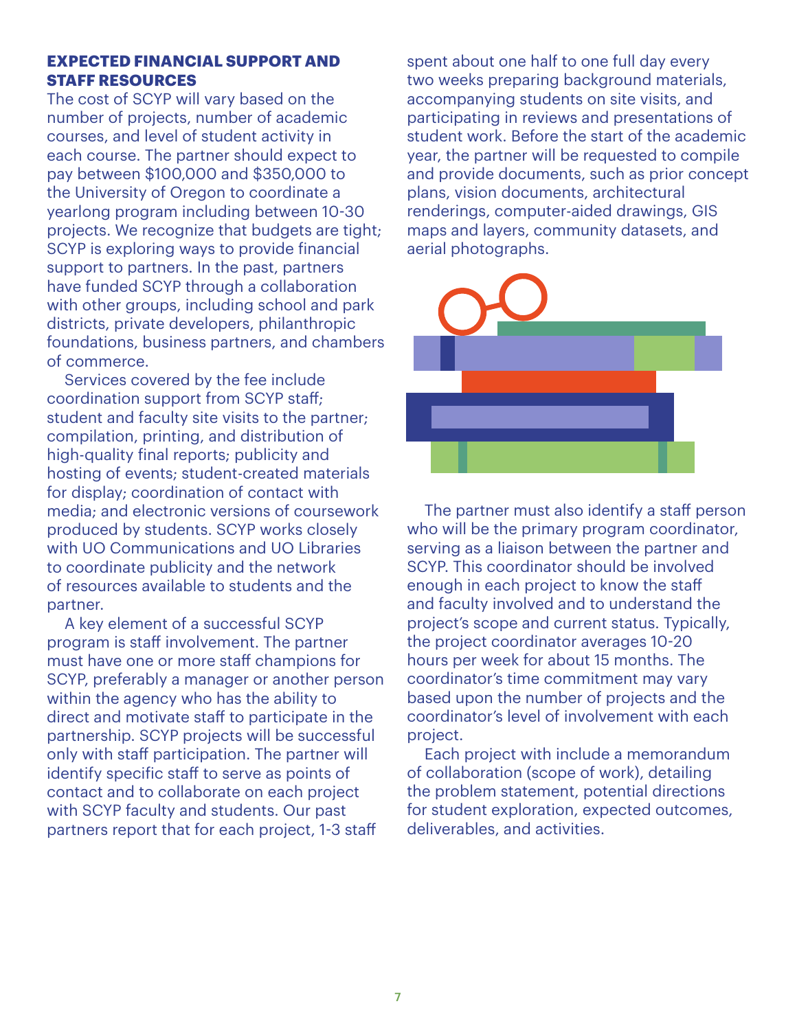## EXPECTED FINANCIAL SUPPORT AND STAFF RESOURCES

The cost of SCYP will vary based on the number of projects, number of academic courses, and level of student activity in each course. The partner should expect to pay between $100,000 and $350,000 to the University of Oregon to coordinate a yearlong program including between 10-30 projects. We recognize that budgets are tight; SCYP is exploring ways to provide financial support to partners. In the past, partners have funded SCYP through a collaboration with other groups, including school and park districts, private developers, philanthropic foundations, business partners, and chambers of commerce.

Services covered by the fee include coordination support from SCYP staff; student and faculty site visits to the partner; compilation, printing, and distribution of high-quality final reports; publicity and hosting of events; student-created materials for display; coordination of contact with media; and electronic versions of coursework produced by students. SCYP works closely with UO Communications and UO Libraries to coordinate publicity and the network of resources available to students and the partner.

A key element of a successful SCYP program is staff involvement. The partner must have one or more staff champions for SCYP, preferably a manager or another person within the agency who has the ability to direct and motivate staff to participate in the partnership. SCYP projects will be successful only with staff participation. The partner will identify specific staff to serve as points of contact and to collaborate on each project with SCYP faculty and students. Our past partners report that for each project, 1-3 staff spent about one half to one full day every two weeks preparing background materials, accompanying students on site visits, and participating in reviews and presentations of student work. Before the start of the academic year, the partner will be requested to compile and provide documents, such as prior concept plans, vision documents, architectural renderings, computer-aided drawings, GIS maps and layers, community datasets, and aerial photographs.

The partner must also identify a staff person who will be the primary program coordinator, serving as a liaison between the partner and SCYP. This coordinator should be involved enough in each project to know the staff and faculty involved and to understand the project's scope and current status. Typically, the project coordinator averages 10-20 hours per week for about 15 months. The coordinator's time commitment may vary based upon the number of projects and the coordinator's level of involvement with each project.

Each project with include a memorandum of collaboration (scope of work), detailing the problem statement, potential directions for student exploration, expected outcomes, deliverables, and activities.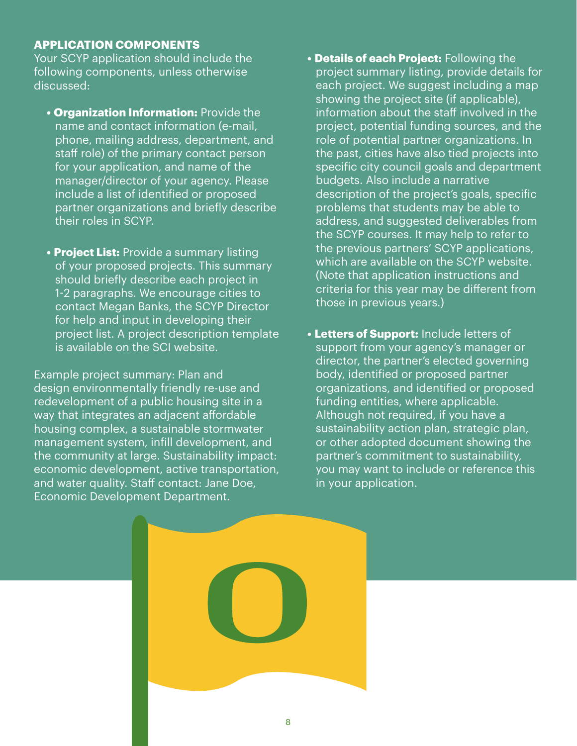## APPLICATION COMPONENTS

Your SCYP application should include the following components, unless otherwise discussed:

- **Organization Information:** Provide the name and contact information (e-mail, phone, mailing address, department, and staff role) of the primary contact person for your application, and name of the manager/director of your agency. Please include a list of identified or proposed partner organizations and briefly describe their roles in SCYP.

- **Project List:** Provide a summary listing of your proposed projects. This summary should briefly describe each project in 1-2 paragraphs. We encourage cities to contact Megan Banks, the SCYP Director for help and input in developing their project list. A project description template is available on the SCI website.

Example project summary: Plan and design environmentally friendly re-use and redevelopment of a public housing site in a way that integrates an adjacent affordable housing complex, a sustainable stormwater management system, infill development, and the community at large. Sustainability impact: economic development, active transportation, and water quality. Staff contact: Jane Doe, Economic Development Department.

- **Details of each Project:** Following the project summary listing, provide details for each project. We suggest including a map showing the project site (if applicable), information about the staff involved in the project, potential funding sources, and the role of potential partner organizations. In the past, cities have also tied projects into specific city council goals and department budgets. Also include a narrative description of the project's goals, specific problems that students may be able to address, and suggested deliverables from the SCYP courses. It may help to refer to the previous partners' SCYP applications, which are available on the SCYP website. (Note that application instructions and criteria for this year may be different from those in previous years.)

- **Letters of Support:** Include letters of support from your agency's manager or director, the partner's elected governing body, identified or proposed partner organizations, and identified or proposed funding entities, where applicable. Although not required, if you have a sustainability action plan, strategic plan, or other adopted document showing the partner's commitment to sustainability, you may want to include or reference this in your application.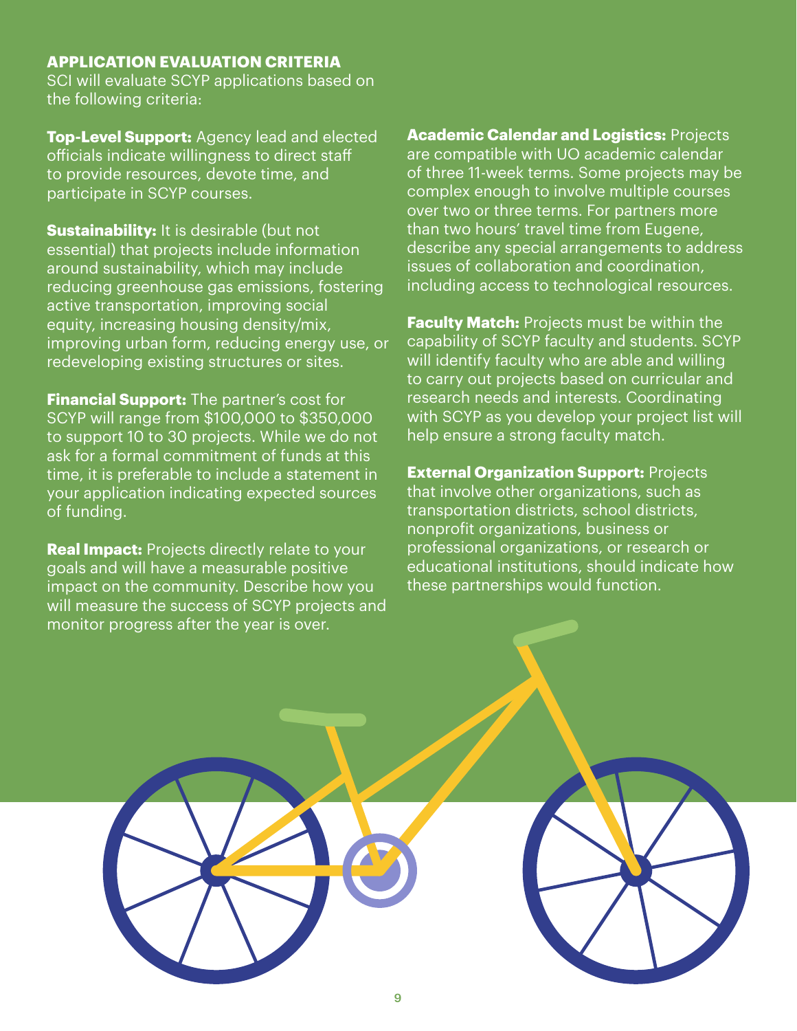## APPLICATION EVALUATION CRITERIA

SCI will evaluate SCYP applications based on the following criteria:

**Top-Level Support:** Agency lead and elected officials indicate willingness to direct staff to provide resources, devote time, and participate in SCYP courses.

**Sustainability:** It is desirable (but not essential) that projects include information around sustainability, which may include reducing greenhouse gas emissions, fostering active transportation, improving social equity, increasing housing density/mix, improving urban form, reducing energy use, or redeveloping existing structures or sites.

**Financial Support:** The partner's cost for SCYP will range from $100,000 to $350,000 to support 10 to 30 projects. While we do not ask for a formal commitment of funds at this time, it is preferable to include a statement in your application indicating expected sources of funding.

**Real Impact:** Projects directly relate to your goals and will have a measurable positive impact on the community. Describe how you will measure the success of SCYP projects and monitor progress after the year is over.

**Academic Calendar and Logistics:** Projects are compatible with UO academic calendar of three 11-week terms. Some projects may be complex enough to involve multiple courses over two or three terms. For partners more than two hours' travel time from Eugene, describe any special arrangements to address issues of collaboration and coordination, including access to technological resources.

**Faculty Match:** Projects must be within the capability of SCYP faculty and students. SCYP will identify faculty who are able and willing to carry out projects based on curricular and research needs and interests. Coordinating with SCYP as you develop your project list will help ensure a strong faculty match.

**External Organization Support:** Projects that involve other organizations, such as transportation districts, school districts, nonprofit organizations, business or professional organizations, or research or educational institutions, should indicate how these partnerships would function.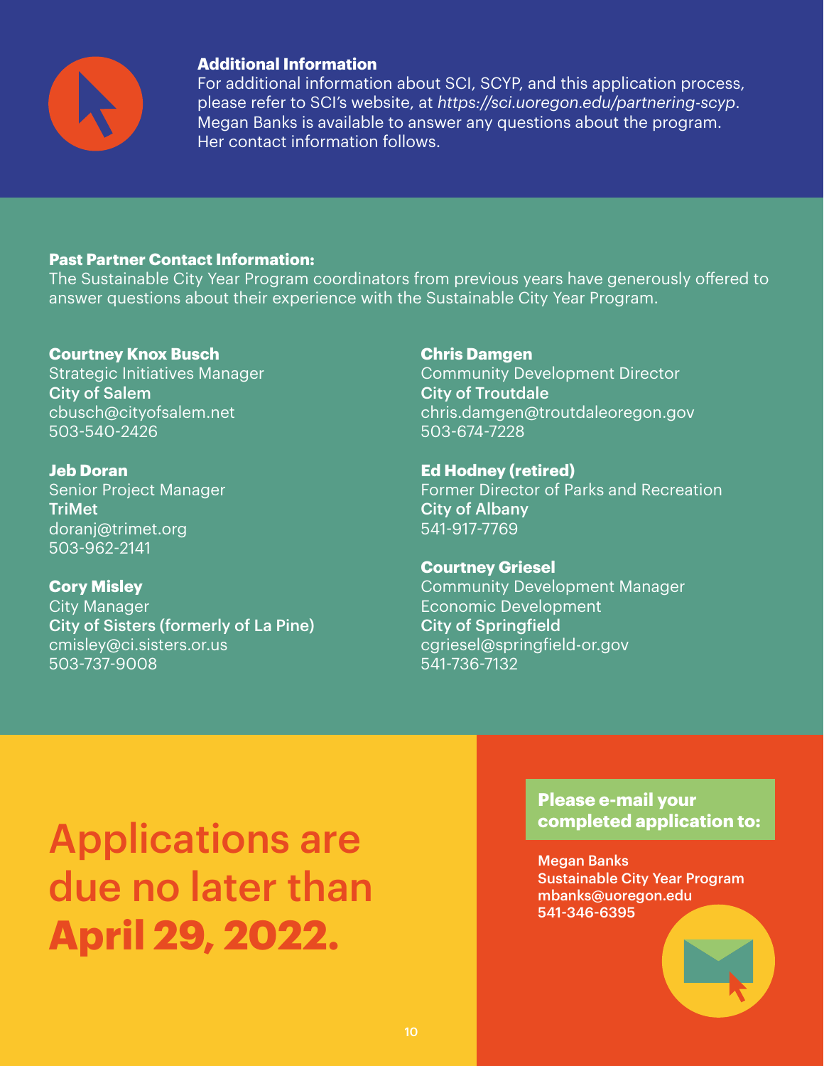## Additional Information

For additional information about SCI, SCYP, and this application process, please refer to SCI's website, at *https://sci.uoregon.edu/partnering-scyp*. Megan Banks is available to answer any questions about the program. Her contact information follows.

## Past Partner Contact Information:

The Sustainable City Year Program coordinators from previous years have generously offered to answer questions about their experience with the Sustainable City Year Program.

**Courtney Knox Busch**
Strategic Initiatives Manager
City of Salem
cbusch@cityofsalem.net
503-540-2426

**Jeb Doran**
Senior Project Manager
TriMet
doranj@trimet.org
503-962-2141

**Cory Misley**
City Manager
City of Sisters (formerly of La Pine)
cmisley@ci.sisters.or.us
503-737-9008

**Chris Damgen**
Community Development Director
City of Troutdale
chris.damgen@troutdaleoregon.gov
503-674-7228

**Ed Hodney (retired)**
Former Director of Parks and Recreation
City of Albany
541-917-7769

**Courtney Griesel**
Community Development Manager
Economic Development
City of Springfield
cgriesel@springfield-or.gov
541-736-7132

# Applications are due no later than **April 29, 2022.**

**Please e-mail your completed application to:**

Megan Banks
Sustainable City Year Program
mbanks@uoregon.edu
541-346-6395